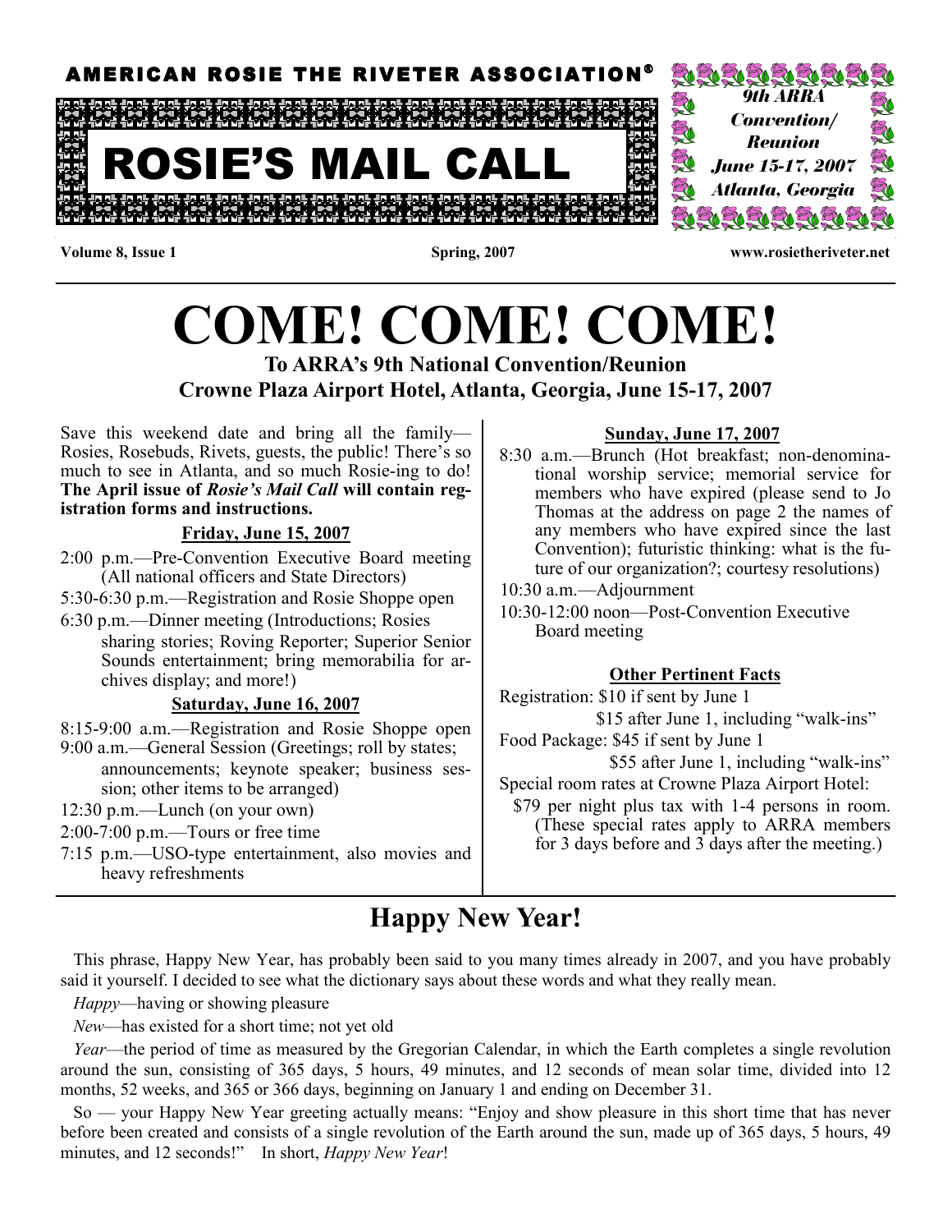AMERICAN ROSIE THE RIVETER ASSOCIATION®

# ROSIE'S MAIL CALL

*9th ARRA Convention/ Reunion June 15-17, 2007 Atlanta, Georgia*

**Volume 8, Issue 1** **Spring, 2007** **www.rosietheriveter.net**

# COME! COME! COME!

## To ARRA's 9th National Convention/Reunion Crowne Plaza Airport Hotel, Atlanta, Georgia, June 15-17, 2007

Save this weekend date and bring all the family—Rosies, Rosebuds, Rivets, guests, the public! There's so much to see in Atlanta, and so much Rosie-ing to do! **The April issue of *Rosie's Mail Call* will contain registration forms and instructions.**

### Friday, June 15, 2007

- 2:00 p.m.—Pre-Convention Executive Board meeting (All national officers and State Directors)
- 5:30-6:30 p.m.—Registration and Rosie Shoppe open
- 6:30 p.m.—Dinner meeting (Introductions; Rosies sharing stories; Roving Reporter; Superior Senior Sounds entertainment; bring memorabilia for archives display; and more!)

### Saturday, June 16, 2007

- 8:15-9:00 a.m.—Registration and Rosie Shoppe open
- 9:00 a.m.—General Session (Greetings; roll by states; announcements; keynote speaker; business session; other items to be arranged)
- 12:30 p.m.—Lunch (on your own)
- 2:00-7:00 p.m.—Tours or free time
- 7:15 p.m.—USO-type entertainment, also movies and heavy refreshments

### Sunday, June 17, 2007

- 8:30 a.m.—Brunch (Hot breakfast; non-denominational worship service; memorial service for members who have expired (please send to Jo Thomas at the address on page 2 the names of any members who have expired since the last Convention); futuristic thinking: what is the future of our organization?; courtesy resolutions)
- 10:30 a.m.—Adjournment
- 10:30-12:00 noon—Post-Convention Executive Board meeting

### Other Pertinent Facts

Registration: $10 if sent by June 1
$15 after June 1, including "walk-ins"

Food Package: $45 if sent by June 1
$55 after June 1, including "walk-ins"

Special room rates at Crowne Plaza Airport Hotel:
$79 per night plus tax with 1-4 persons in room. (These special rates apply to ARRA members for 3 days before and 3 days after the meeting.)

## Happy New Year!

This phrase, Happy New Year, has probably been said to you many times already in 2007, and you have probably said it yourself. I decided to see what the dictionary says about these words and what they really mean.

*Happy*—having or showing pleasure

*New*—has existed for a short time; not yet old

*Year*—the period of time as measured by the Gregorian Calendar, in which the Earth completes a single revolution around the sun, consisting of 365 days, 5 hours, 49 minutes, and 12 seconds of mean solar time, divided into 12 months, 52 weeks, and 365 or 366 days, beginning on January 1 and ending on December 31.

So — your Happy New Year greeting actually means: "Enjoy and show pleasure in this short time that has never before been created and consists of a single revolution of the Earth around the sun, made up of 365 days, 5 hours, 49 minutes, and 12 seconds!" In short, *Happy New Year*!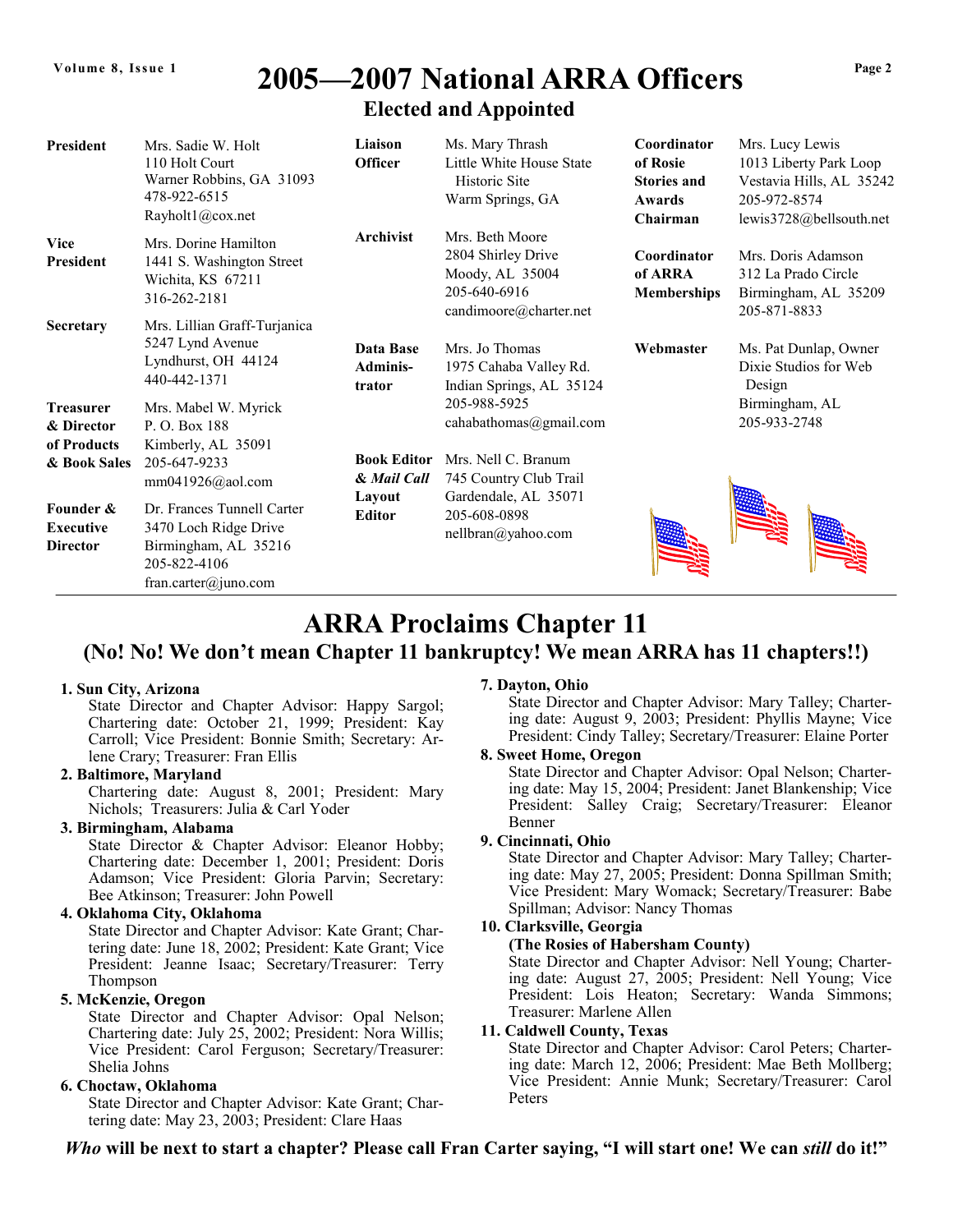# 2005—2007 National ARRA Officers

## Elected and Appointed

**President**
Mrs. Sadie W. Holt
110 Holt Court
Warner Robbins, GA 31093
478-922-6515
Rayholt1@cox.net

**Vice President**
Mrs. Dorine Hamilton
1441 S. Washington Street
Wichita, KS 67211
316-262-2181

**Secretary**
Mrs. Lillian Graff-Turjanica
5247 Lynd Avenue
Lyndhurst, OH 44124
440-442-1371

**Treasurer & Director of Products & Book Sales**
Mrs. Mabel W. Myrick
P. O. Box 188
Kimberly, AL 35091
205-647-9233
mm041926@aol.com

**Founder & Executive Director**
Dr. Frances Tunnell Carter
3470 Loch Ridge Drive
Birmingham, AL 35216
205-822-4106
fran.carter@juno.com

**Liaison Officer**
Ms. Mary Thrash
Little White House State Historic Site
Warm Springs, GA

**Archivist**
Mrs. Beth Moore
2804 Shirley Drive
Moody, AL 35004
205-640-6916
candimoore@charter.net

**Data Base Administrator**
Mrs. Jo Thomas
1975 Cahaba Valley Rd.
Indian Springs, AL 35124
205-988-5925
cahabathomas@gmail.com

**Book Editor & *Mail Call* Layout Editor**
Mrs. Nell C. Branum
745 Country Club Trail
Gardendale, AL 35071
205-608-0898
nellbran@yahoo.com

**Coordinator of Rosie Stories and Awards Chairman**
Mrs. Lucy Lewis
1013 Liberty Park Loop
Vestavia Hills, AL 35242
205-972-8574
lewis3728@bellsouth.net

**Coordinator of ARRA Memberships**
Mrs. Doris Adamson
312 La Prado Circle
Birmingham, AL 35209
205-871-8833

**Webmaster**
Ms. Pat Dunlap, Owner
Dixie Studios for Web Design
Birmingham, AL
205-933-2748

# ARRA Proclaims Chapter 11

## (No! No! We don't mean Chapter 11 bankruptcy! We mean ARRA has 11 chapters!!)

1. **Sun City, Arizona**
   State Director and Chapter Advisor: Happy Sargol; Chartering date: October 21, 1999; President: Kay Carroll; Vice President: Bonnie Smith; Secretary: Arlene Crary; Treasurer: Fran Ellis
2. **Baltimore, Maryland**
   Chartering date: August 8, 2001; President: Mary Nichols; Treasurers: Julia & Carl Yoder
3. **Birmingham, Alabama**
   State Director & Chapter Advisor: Eleanor Hobby; Chartering date: December 1, 2001; President: Doris Adamson; Vice President: Gloria Parvin; Secretary: Bee Atkinson; Treasurer: John Powell
4. **Oklahoma City, Oklahoma**
   State Director and Chapter Advisor: Kate Grant; Chartering date: June 18, 2002; President: Kate Grant; Vice President: Jeanne Isaac; Secretary/Treasurer: Terry Thompson
5. **McKenzie, Oregon**
   State Director and Chapter Advisor: Opal Nelson; Chartering date: July 25, 2002; President: Nora Willis; Vice President: Carol Ferguson; Secretary/Treasurer: Shelia Johns
6. **Choctaw, Oklahoma**
   State Director and Chapter Advisor: Kate Grant; Chartering date: May 23, 2003; President: Clare Haas
7. **Dayton, Ohio**
   State Director and Chapter Advisor: Mary Talley; Chartering date: August 9, 2003; President: Phyllis Mayne; Vice President: Cindy Talley; Secretary/Treasurer: Elaine Porter
8. **Sweet Home, Oregon**
   State Director and Chapter Advisor: Opal Nelson; Chartering date: May 15, 2004; President: Janet Blankenship; Vice President: Salley Craig; Secretary/Treasurer: Eleanor Benner
9. **Cincinnati, Ohio**
   State Director and Chapter Advisor: Mary Talley; Chartering date: May 27, 2005; President: Donna Spillman Smith; Vice President: Mary Womack; Secretary/Treasurer: Babe Spillman; Advisor: Nancy Thomas
10. **Clarksville, Georgia**
    **(The Rosies of Habersham County)**
    State Director and Chapter Advisor: Nell Young; Chartering date: August 27, 2005; President: Nell Young; Vice President: Lois Heaton; Secretary: Wanda Simmons; Treasurer: Marlene Allen
11. **Caldwell County, Texas**
    State Director and Chapter Advisor: Carol Peters; Chartering date: March 12, 2006; President: Mae Beth Mollberg; Vice President: Annie Munk; Secretary/Treasurer: Carol Peters

***Who* will be next to start a chapter? Please call Fran Carter saying, "I will start one! We can *still* do it!"**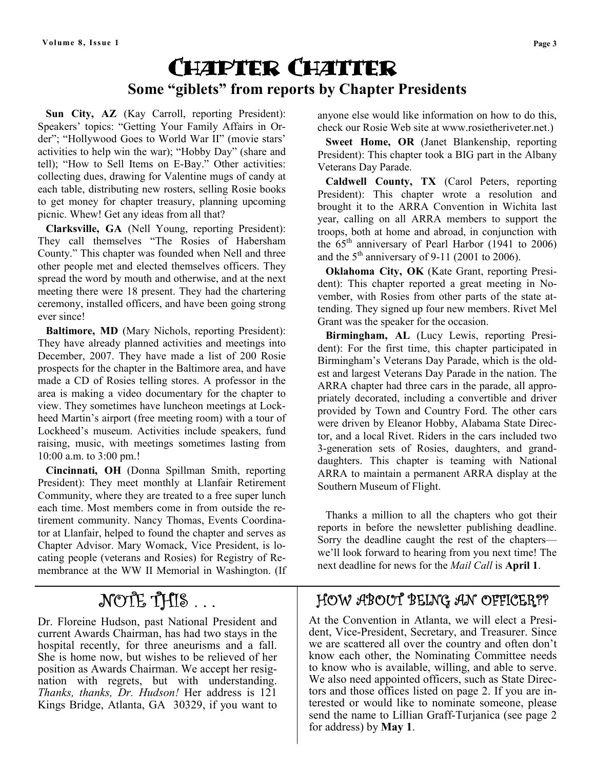# Chapter Chatter

## Some "giblets" from reports by Chapter Presidents

**Sun City, AZ** (Kay Carroll, reporting President): Speakers' topics: "Getting Your Family Affairs in Order"; "Hollywood Goes to World War II" (movie stars' activities to help win the war); "Hobby Day" (share and tell); "How to Sell Items on E-Bay." Other activities: collecting dues, drawing for Valentine mugs of candy at each table, distributing new rosters, selling Rosie books to get money for chapter treasury, planning upcoming picnic. Whew! Get any ideas from all that?

**Clarksville, GA** (Nell Young, reporting President): They call themselves "The Rosies of Habersham County." This chapter was founded when Nell and three other people met and elected themselves officers. They spread the word by mouth and otherwise, and at the next meeting there were 18 present. They had the chartering ceremony, installed officers, and have been going strong ever since!

**Baltimore, MD** (Mary Nichols, reporting President): They have already planned activities and meetings into December, 2007. They have made a list of 200 Rosie prospects for the chapter in the Baltimore area, and have made a CD of Rosies telling stores. A professor in the area is making a video documentary for the chapter to view. They sometimes have luncheon meetings at Lockheed Martin's airport (free meeting room) with a tour of Lockheed's museum. Activities include speakers, fund raising, music, with meetings sometimes lasting from 10:00 a.m. to 3:00 pm.!

**Cincinnati, OH** (Donna Spillman Smith, reporting President): They meet monthly at Llanfair Retirement Community, where they are treated to a free super lunch each time. Most members come in from outside the retirement community. Nancy Thomas, Events Coordinator at Llanfair, helped to found the chapter and serves as Chapter Advisor. Mary Womack, Vice President, is locating people (veterans and Rosies) for Registry of Remembrance at the WW II Memorial in Washington. (If anyone else would like information on how to do this, check our Rosie Web site at www.rosietheriveter.net.)

**Sweet Home, OR** (Janet Blankenship, reporting President): This chapter took a BIG part in the Albany Veterans Day Parade.

**Caldwell County, TX** (Carol Peters, reporting President): This chapter wrote a resolution and brought it to the ARRA Convention in Wichita last year, calling on all ARRA members to support the troops, both at home and abroad, in conjunction with the 65th anniversary of Pearl Harbor (1941 to 2006) and the 5th anniversary of 9-11 (2001 to 2006).

**Oklahoma City, OK** (Kate Grant, reporting President): This chapter reported a great meeting in November, with Rosies from other parts of the state attending. They signed up four new members. Rivet Mel Grant was the speaker for the occasion.

**Birmingham, AL** (Lucy Lewis, reporting President): For the first time, this chapter participated in Birmingham's Veterans Day Parade, which is the oldest and largest Veterans Day Parade in the nation. The ARRA chapter had three cars in the parade, all appropriately decorated, including a convertible and driver provided by Town and Country Ford. The other cars were driven by Eleanor Hobby, Alabama State Director, and a local Rivet. Riders in the cars included two 3-generation sets of Rosies, daughters, and granddaughters. This chapter is teaming with National ARRA to maintain a permanent ARRA display at the Southern Museum of Flight.

Thanks a million to all the chapters who got their reports in before the newsletter publishing deadline. Sorry the deadline caught the rest of the chapters—we'll look forward to hearing from you next time! The next deadline for news for the *Mail Call* is **April 1**.

## NOTE THIS . . .

Dr. Floreine Hudson, past National President and current Awards Chairman, has had two stays in the hospital recently, for three aneurisms and a fall. She is home now, but wishes to be relieved of her position as Awards Chairman. We accept her resignation with regrets, but with understanding. *Thanks, thanks, Dr. Hudson!* Her address is 121 Kings Bridge, Atlanta, GA 30329, if you want to

## HOW ABOUT BEING AN OFFICER??

At the Convention in Atlanta, we will elect a President, Vice-President, Secretary, and Treasurer. Since we are scattered all over the country and often don't know each other, the Nominating Committee needs to know who is available, willing, and able to serve. We also need appointed officers, such as State Directors and those offices listed on page 2. If you are interested or would like to nominate someone, please send the name to Lillian Graff-Turjanica (see page 2 for address) by **May 1**.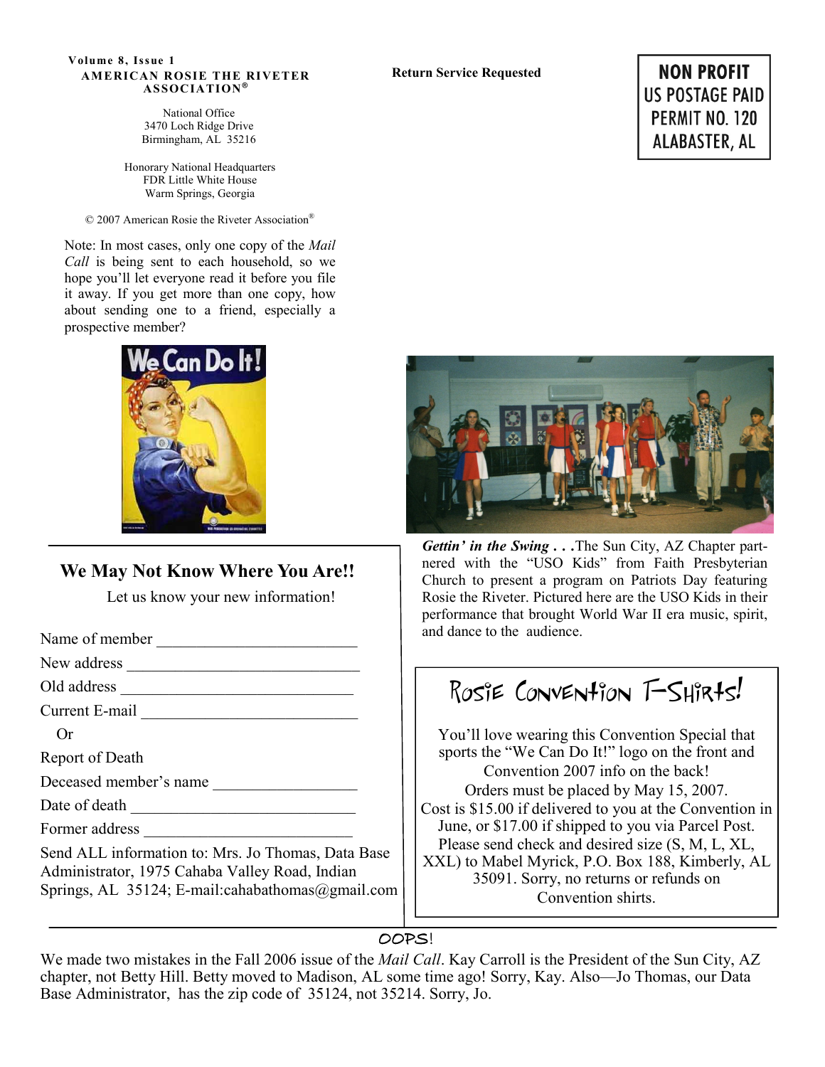Volume 8, Issue 1

**AMERICAN ROSIE THE RIVETER ASSOCIATION®**

National Office
3470 Loch Ridge Drive
Birmingham, AL 35216

Honorary National Headquarters
FDR Little White House
Warm Springs, Georgia

© 2007 American Rosie the Riveter Association®

**Return Service Requested**

**NON PROFIT**
**US POSTAGE PAID**
**PERMIT NO. 120**
**ALABASTER, AL**

Note: In most cases, only one copy of the *Mail Call* is being sent to each household, so we hope you'll let everyone read it before you file it away. If you get more than one copy, how about sending one to a friend, especially a prospective member?

***Gettin' in the Swing . . .*** The Sun City, AZ Chapter partnered with the "USO Kids" from Faith Presbyterian Church to present a program on Patriots Day featuring Rosie the Riveter. Pictured here are the USO Kids in their performance that brought World War II era music, spirit, and dance to the audience.

## We May Not Know Where You Are!!

Let us know your new information!

Name of member ___________________________

New address ______________________________

Old address _______________________________

Current E-mail _____________________________

Or

Report of Death

Deceased member's name ___________________

Date of death _______________________________

Former address _____________________________

Send ALL information to: Mrs. Jo Thomas, Data Base Administrator, 1975 Cahaba Valley Road, Indian Springs, AL 35124; E-mail:cahabathomas@gmail.com

## Rosie Convention T-Shirts!

You'll love wearing this Convention Special that sports the "We Can Do It!" logo on the front and Convention 2007 info on the back!
Orders must be placed by May 15, 2007.
Cost is $15.00 if delivered to you at the Convention in June, or $17.00 if shipped to you via Parcel Post.
Please send check and desired size (S, M, L, XL, XXL) to Mabel Myrick, P.O. Box 188, Kimberly, AL 35091. Sorry, no returns or refunds on Convention shirts.

## OOPS!

We made two mistakes in the Fall 2006 issue of the *Mail Call*. Kay Carroll is the President of the Sun City, AZ chapter, not Betty Hill. Betty moved to Madison, AL some time ago! Sorry, Kay. Also—Jo Thomas, our Data Base Administrator, has the zip code of 35124, not 35214. Sorry, Jo.